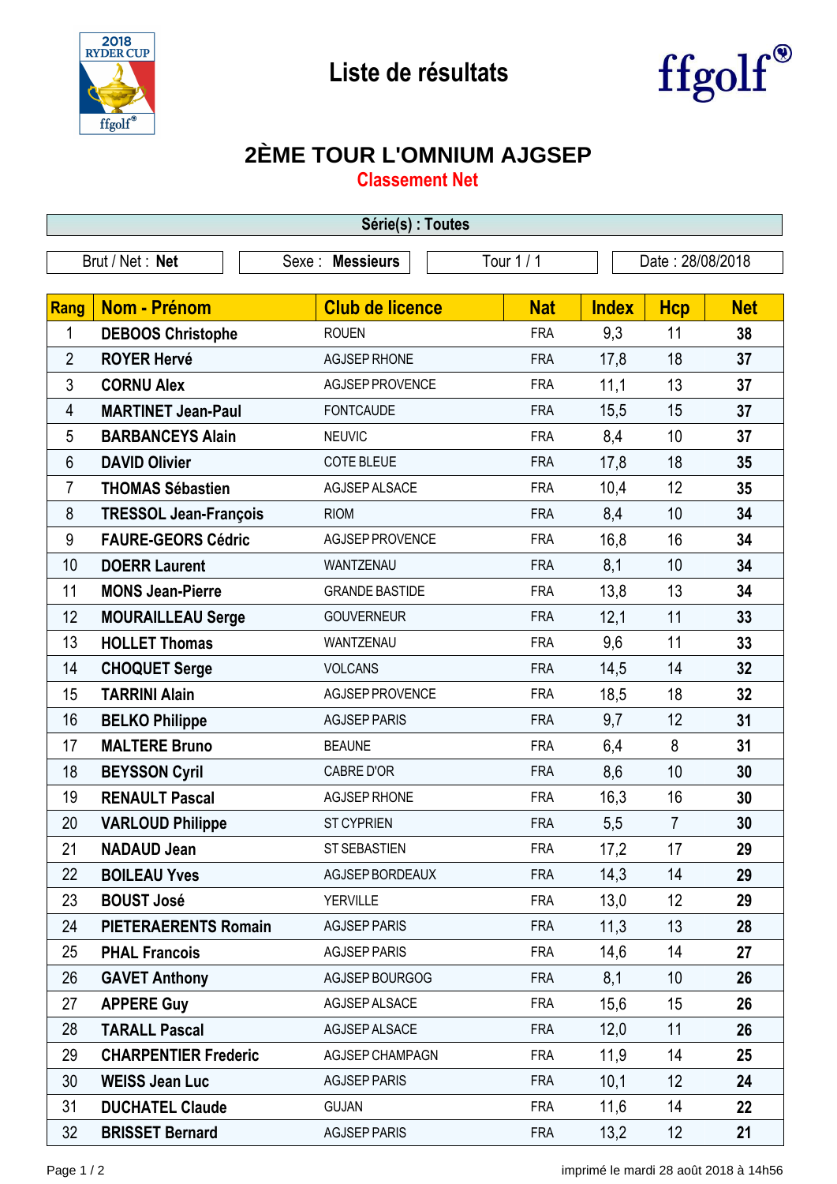# Liste de résultats

## 2ÈME TOUR L'OMNIUM AJGSEP

### Classement Net

**Série(s) : Toutes**

| Brut / Net : **Net** | Sexe : **Messieurs** | Tour 1 / 1 | Date : 28/08/2018 |
|---|---|---|---|

| Rang | Nom - Prénom | Club de licence | Nat | Index | Hcp | Net |
|---|---|---|---|---|---|---|
| 1 | **DEBOOS Christophe** | ROUEN | FRA | 9,3 | 11 | **38** |
| 2 | **ROYER Hervé** | AGJSEP RHONE | FRA | 17,8 | 18 | **37** |
| 3 | **CORNU Alex** | AGJSEP PROVENCE | FRA | 11,1 | 13 | **37** |
| 4 | **MARTINET Jean-Paul** | FONTCAUDE | FRA | 15,5 | 15 | **37** |
| 5 | **BARBANCEYS Alain** | NEUVIC | FRA | 8,4 | 10 | **37** |
| 6 | **DAVID Olivier** | COTE BLEUE | FRA | 17,8 | 18 | **35** |
| 7 | **THOMAS Sébastien** | AGJSEP ALSACE | FRA | 10,4 | 12 | **35** |
| 8 | **TRESSOL Jean-François** | RIOM | FRA | 8,4 | 10 | **34** |
| 9 | **FAURE-GEORS Cédric** | AGJSEP PROVENCE | FRA | 16,8 | 16 | **34** |
| 10 | **DOERR Laurent** | WANTZENAU | FRA | 8,1 | 10 | **34** |
| 11 | **MONS Jean-Pierre** | GRANDE BASTIDE | FRA | 13,8 | 13 | **34** |
| 12 | **MOURAILLEAU Serge** | GOUVERNEUR | FRA | 12,1 | 11 | **33** |
| 13 | **HOLLET Thomas** | WANTZENAU | FRA | 9,6 | 11 | **33** |
| 14 | **CHOQUET Serge** | VOLCANS | FRA | 14,5 | 14 | **32** |
| 15 | **TARRINI Alain** | AGJSEP PROVENCE | FRA | 18,5 | 18 | **32** |
| 16 | **BELKO Philippe** | AGJSEP PARIS | FRA | 9,7 | 12 | **31** |
| 17 | **MALTERE Bruno** | BEAUNE | FRA | 6,4 | 8 | **31** |
| 18 | **BEYSSON Cyril** | CABRE D'OR | FRA | 8,6 | 10 | **30** |
| 19 | **RENAULT Pascal** | AGJSEP RHONE | FRA | 16,3 | 16 | **30** |
| 20 | **VARLOUD Philippe** | ST CYPRIEN | FRA | 5,5 | 7 | **30** |
| 21 | **NADAUD Jean** | ST SEBASTIEN | FRA | 17,2 | 17 | **29** |
| 22 | **BOILEAU Yves** | AGJSEP BORDEAUX | FRA | 14,3 | 14 | **29** |
| 23 | **BOUST José** | YERVILLE | FRA | 13,0 | 12 | **29** |
| 24 | **PIETERAERENTS Romain** | AGJSEP PARIS | FRA | 11,3 | 13 | **28** |
| 25 | **PHAL Francois** | AGJSEP PARIS | FRA | 14,6 | 14 | **27** |
| 26 | **GAVET Anthony** | AGJSEP BOURGOG | FRA | 8,1 | 10 | **26** |
| 27 | **APPERE Guy** | AGJSEP ALSACE | FRA | 15,6 | 15 | **26** |
| 28 | **TARALL Pascal** | AGJSEP ALSACE | FRA | 12,0 | 11 | **26** |
| 29 | **CHARPENTIER Frederic** | AGJSEP CHAMPAGN | FRA | 11,9 | 14 | **25** |
| 30 | **WEISS Jean Luc** | AGJSEP PARIS | FRA | 10,1 | 12 | **24** |
| 31 | **DUCHATEL Claude** | GUJAN | FRA | 11,6 | 14 | **22** |
| 32 | **BRISSET Bernard** | AGJSEP PARIS | FRA | 13,2 | 12 | **21** |

imprimé le mardi 28 août 2018 à 14h56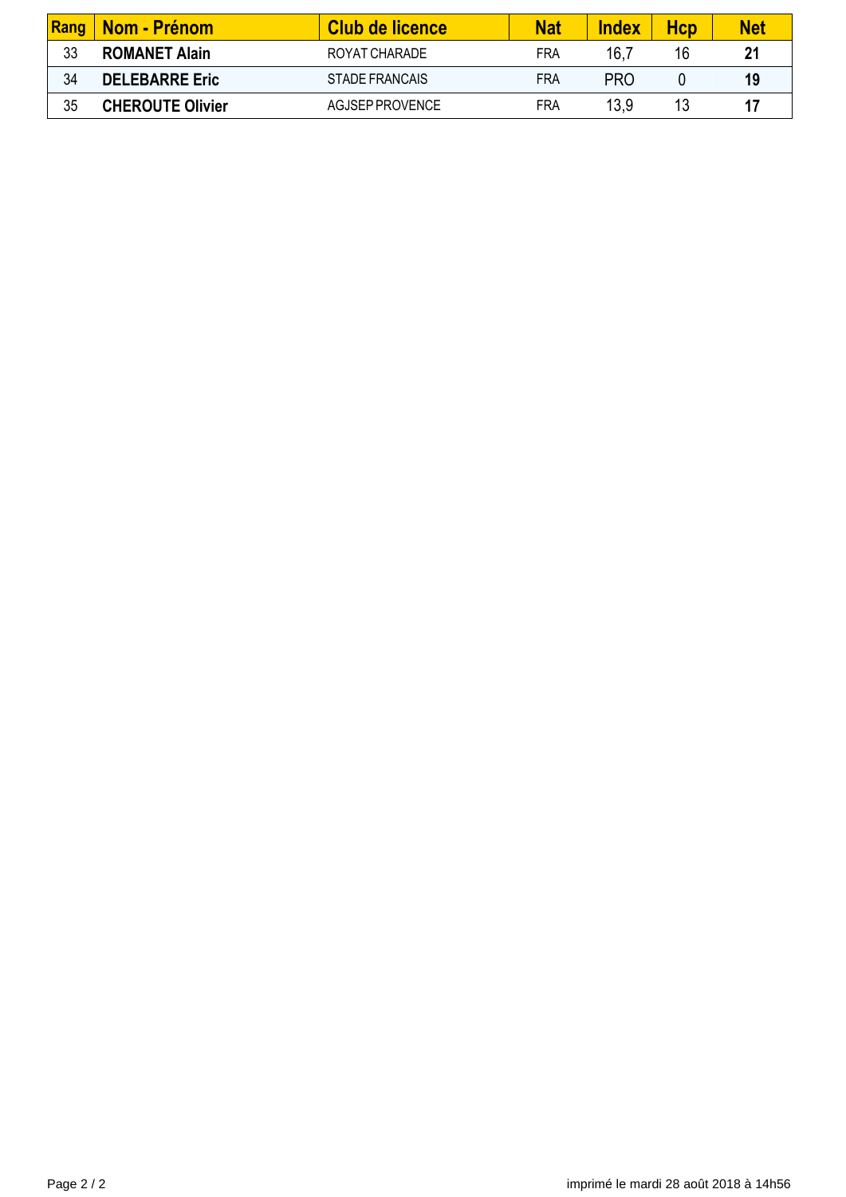| Rang | Nom - Prénom | Club de licence | Nat | Index | Hcp | Net |
|---|---|---|---|---|---|---|
| 33 | **ROMANET Alain** | ROYAT CHARADE | FRA | 16,7 | 16 | **21** |
| 34 | **DELEBARRE Eric** | STADE FRANCAIS | FRA | PRO | 0 | **19** |
| 35 | **CHEROUTE Olivier** | AGJSEP PROVENCE | FRA | 13,9 | 13 | **17** |

imprimé le mardi 28 août 2018 à 14h56